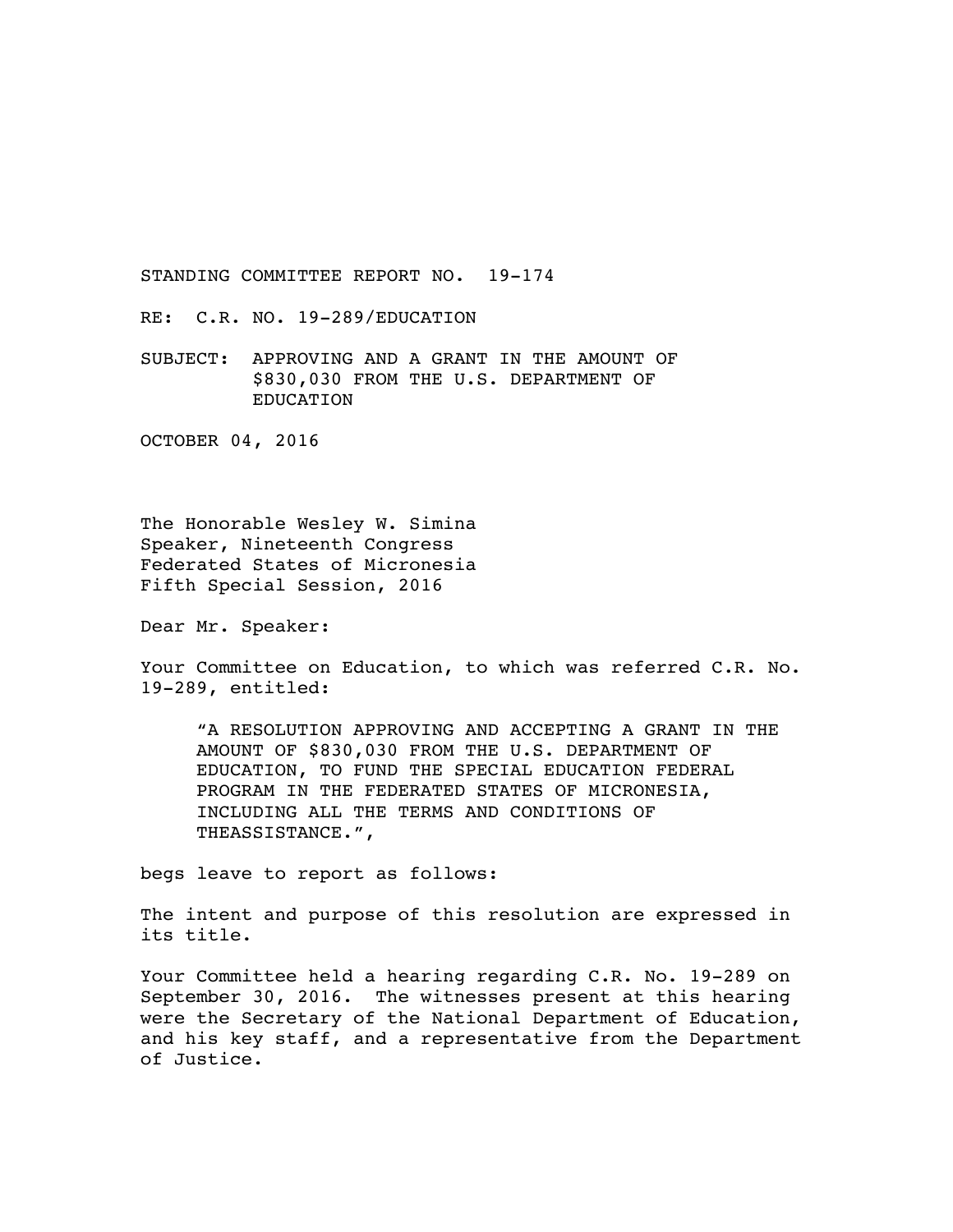STANDING COMMITTEE REPORT NO. 19-174

RE: C.R. NO. 19-289/EDUCATION

SUBJECT: APPROVING AND A GRANT IN THE AMOUNT OF $830,030 FROM THE U.S. DEPARTMENT OF EDUCATION

OCTOBER 04, 2016

The Honorable Wesley W. Simina
Speaker, Nineteenth Congress
Federated States of Micronesia
Fifth Special Session, 2016

Dear Mr. Speaker:

Your Committee on Education, to which was referred C.R. No. 19-289, entitled:

> "A RESOLUTION APPROVING AND ACCEPTING A GRANT IN THE AMOUNT OF $830,030 FROM THE U.S. DEPARTMENT OF EDUCATION, TO FUND THE SPECIAL EDUCATION FEDERAL PROGRAM IN THE FEDERATED STATES OF MICRONESIA, INCLUDING ALL THE TERMS AND CONDITIONS OF THEASSISTANCE.",

begs leave to report as follows:

The intent and purpose of this resolution are expressed in its title.

Your Committee held a hearing regarding C.R. No. 19-289 on September 30, 2016. The witnesses present at this hearing were the Secretary of the National Department of Education, and his key staff, and a representative from the Department of Justice.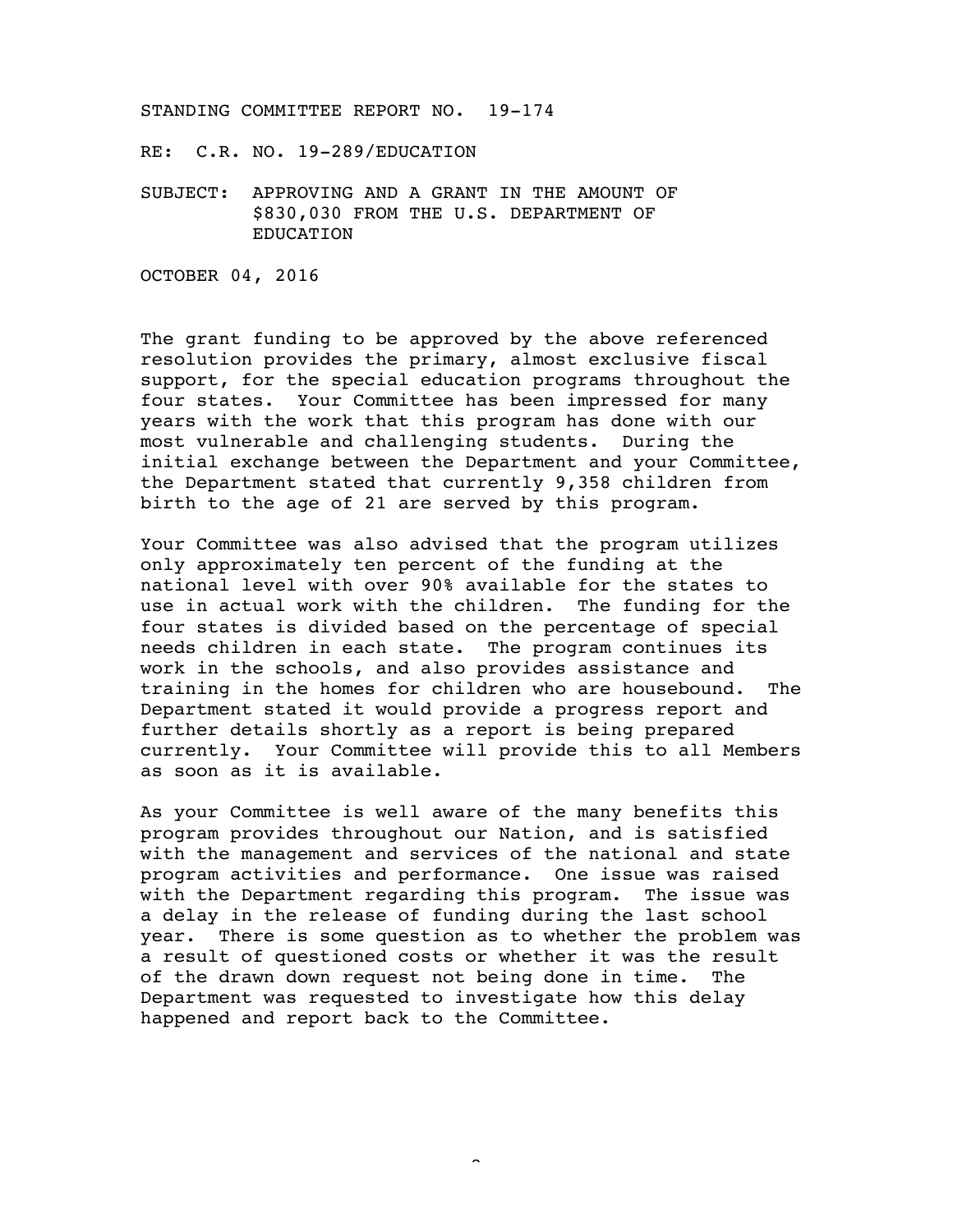STANDING COMMITTEE REPORT NO. 19-174

RE: C.R. NO. 19-289/EDUCATION

SUBJECT: APPROVING AND A GRANT IN THE AMOUNT OF $830,030 FROM THE U.S. DEPARTMENT OF EDUCATION

OCTOBER 04, 2016

The grant funding to be approved by the above referenced resolution provides the primary, almost exclusive fiscal support, for the special education programs throughout the four states. Your Committee has been impressed for many years with the work that this program has done with our most vulnerable and challenging students. During the initial exchange between the Department and your Committee, the Department stated that currently 9,358 children from birth to the age of 21 are served by this program.

Your Committee was also advised that the program utilizes only approximately ten percent of the funding at the national level with over 90% available for the states to use in actual work with the children. The funding for the four states is divided based on the percentage of special needs children in each state. The program continues its work in the schools, and also provides assistance and training in the homes for children who are housebound. The Department stated it would provide a progress report and further details shortly as a report is being prepared currently. Your Committee will provide this to all Members as soon as it is available.

As your Committee is well aware of the many benefits this program provides throughout our Nation, and is satisfied with the management and services of the national and state program activities and performance. One issue was raised with the Department regarding this program. The issue was a delay in the release of funding during the last school year. There is some question as to whether the problem was a result of questioned costs or whether it was the result of the drawn down request not being done in time. The Department was requested to investigate how this delay happened and report back to the Committee.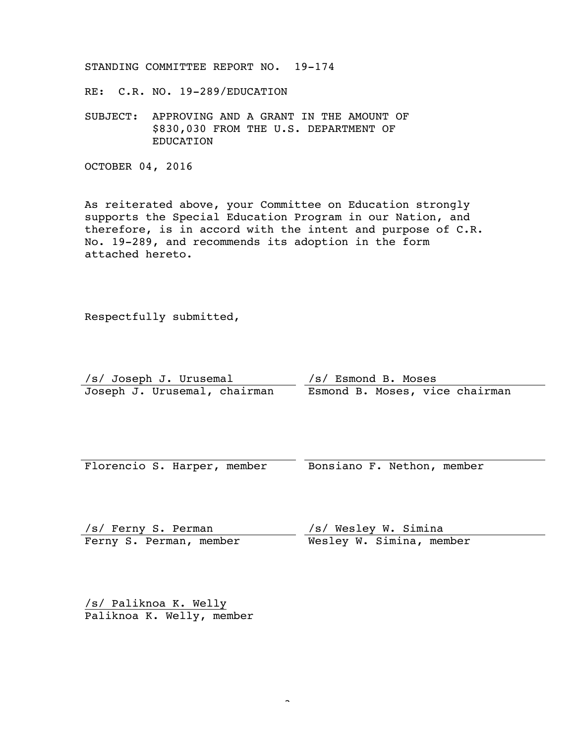STANDING COMMITTEE REPORT NO. 19-174

RE: C.R. NO. 19-289/EDUCATION

SUBJECT: APPROVING AND A GRANT IN THE AMOUNT OF $830,030 FROM THE U.S. DEPARTMENT OF EDUCATION

OCTOBER 04, 2016

As reiterated above, your Committee on Education strongly supports the Special Education Program in our Nation, and therefore, is in accord with the intent and purpose of C.R. No. 19-289, and recommends its adoption in the form attached hereto.

Respectfully submitted,

| | |
|---|---|
| /s/ Joseph J. Urusemal | /s/ Esmond B. Moses |
| Joseph J. Urusemal, chairman | Esmond B. Moses, vice chairman |
| | |
| Florencio S. Harper, member | Bonsiano F. Nethon, member |
| /s/ Ferny S. Perman | /s/ Wesley W. Simina |
| Ferny S. Perman, member | Wesley W. Simina, member |
| /s/ Paliknoa K. Welly | |
| Paliknoa K. Welly, member | |